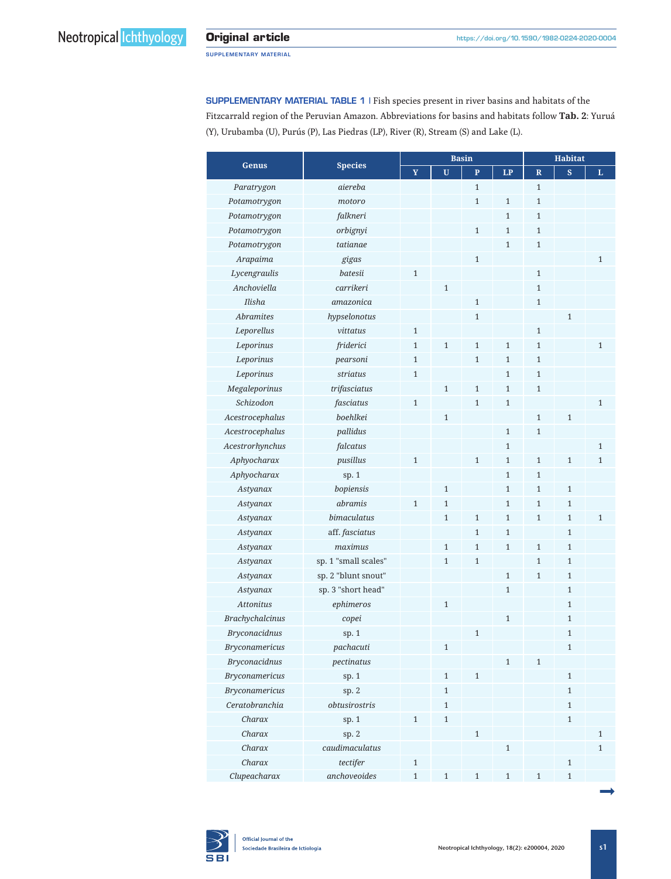**SUPPLEMENTARY MATERIAL TABLE 1** | Fish species present in river basins and habitats of the Fitzcarrald region of the Peruvian Amazon. Abbreviations for basins and habitats follow **Tab. 2**: Yuruá (Y), Urubamba (U), Purús (P), Las Piedras (LP), River (R), Stream (S) and Lake (L).

| Genus | Species | Basin | | | | Habitat | | |
|---|---|---|---|---|---|---|---|---|
| | | Y | U | P | LP | R | S | L |
| *Paratrygon* | *aiereba* | | | 1 | | 1 | | |
| *Potamotrygon* | *motoro* | | | 1 | 1 | 1 | | |
| *Potamotrygon* | *falkneri* | | | | 1 | 1 | | |
| *Potamotrygon* | *orbignyi* | | | 1 | 1 | 1 | | |
| *Potamotrygon* | *tatianae* | | | | 1 | 1 | | |
| *Arapaima* | *gigas* | | | 1 | | | | 1 |
| *Lycengraulis* | *batesii* | 1 | | | | 1 | | |
| *Anchoviella* | *carrikeri* | | 1 | | | 1 | | |
| *Ilisha* | *amazonica* | | | 1 | | 1 | | |
| *Abramites* | *hypselonotus* | | | 1 | | | 1 | |
| *Leporellus* | *vittatus* | 1 | | | | 1 | | |
| *Leporinus* | *friderici* | 1 | 1 | 1 | 1 | 1 | | 1 |
| *Leporinus* | *pearsoni* | 1 | | 1 | 1 | 1 | | |
| *Leporinus* | *striatus* | 1 | | | 1 | 1 | | |
| *Megaleporinus* | *trifasciatus* | | 1 | 1 | 1 | 1 | | |
| *Schizodon* | *fasciatus* | 1 | | 1 | 1 | | | 1 |
| *Acestrocephalus* | *boehlkei* | | 1 | | | 1 | 1 | |
| *Acestrocephalus* | *pallidus* | | | | 1 | 1 | | |
| *Acestrorhynchus* | *falcatus* | | | | 1 | | | 1 |
| *Aphyocharax* | *pusillus* | 1 | | 1 | 1 | 1 | 1 | 1 |
| *Aphyocharax* | sp. 1 | | | | 1 | 1 | | |
| *Astyanax* | *bopiensis* | | 1 | | 1 | 1 | 1 | |
| *Astyanax* | *abramis* | 1 | 1 | | 1 | 1 | 1 | |
| *Astyanax* | *bimaculatus* | | 1 | 1 | 1 | 1 | 1 | 1 |
| *Astyanax* | aff. *fasciatus* | | | 1 | 1 | | 1 | |
| *Astyanax* | *maximus* | | 1 | 1 | 1 | 1 | 1 | |
| *Astyanax* | sp. 1 "small scales" | | 1 | 1 | | 1 | 1 | |
| *Astyanax* | sp. 2 "blunt snout" | | | | 1 | 1 | 1 | |
| *Astyanax* | sp. 3 "short head" | | | | 1 | | 1 | |
| *Attonitus* | *ephimeros* | | 1 | | | | 1 | |
| *Brachychalcinus* | *copei* | | | | 1 | | 1 | |
| *Bryconacidnus* | sp. 1 | | | 1 | | | 1 | |
| *Bryconamericus* | *pachacuti* | | 1 | | | | 1 | |
| *Bryconacidnus* | *pectinatus* | | | | 1 | 1 | | |
| *Bryconamericus* | sp. 1 | | 1 | 1 | | | 1 | |
| *Bryconamericus* | sp. 2 | | 1 | | | | 1 | |
| *Ceratobranchia* | *obtusirostris* | | 1 | | | | 1 | |
| *Charax* | sp. 1 | 1 | 1 | | | | 1 | |
| *Charax* | sp. 2 | | | 1 | | | | 1 |
| *Charax* | *caudimaculatus* | | | | 1 | | | 1 |
| *Charax* | *tectifer* | 1 | | | | | 1 | |
| *Clupeacharax* | *anchoveoides* | 1 | 1 | 1 | 1 | 1 | 1 | |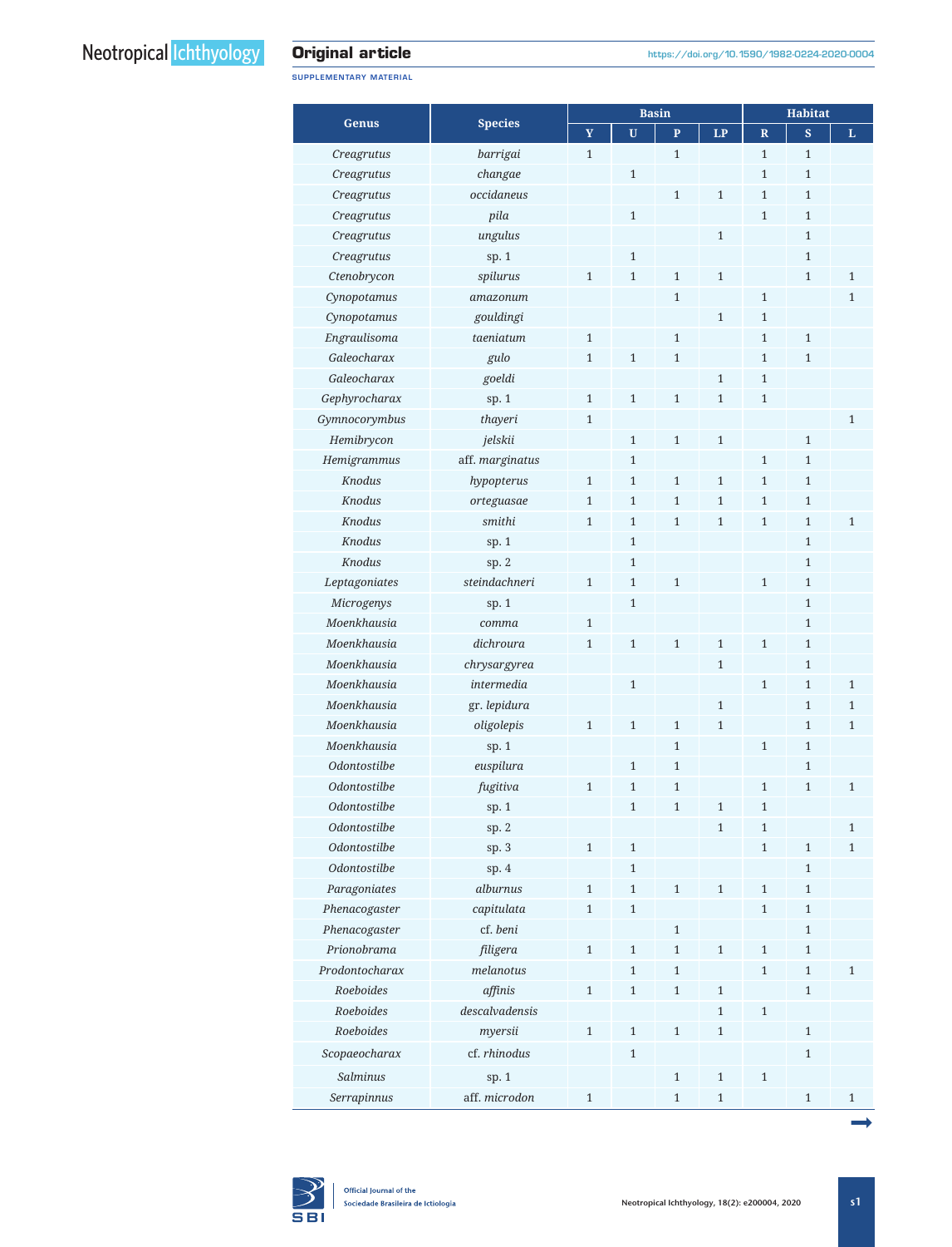SUPPLEMENTARY MATERIAL

| Genus | Species | Basin | | | | Habitat | | |
|---|---|---|---|---|---|---|---|---|
| | | Y | U | P | LP | R | S | L |
| *Creagrutus* | *barrigai* | 1 | | 1 | | 1 | 1 | |
| *Creagrutus* | *changae* | | 1 | | | 1 | 1 | |
| *Creagrutus* | *occidaneus* | | | 1 | 1 | 1 | 1 | |
| *Creagrutus* | *pila* | | 1 | | | 1 | 1 | |
| *Creagrutus* | *ungulus* | | | | 1 | | 1 | |
| *Creagrutus* | sp. 1 | | 1 | | | | 1 | |
| *Ctenobrycon* | *spilurus* | 1 | 1 | 1 | 1 | | 1 | 1 |
| *Cynopotamus* | *amazonum* | | | 1 | | 1 | | 1 |
| *Cynopotamus* | *gouldingi* | | | | 1 | 1 | | |
| *Engraulisoma* | *taeniatum* | 1 | | 1 | | 1 | 1 | |
| *Galeocharax* | *gulo* | 1 | 1 | 1 | | 1 | 1 | |
| *Galeocharax* | *goeldi* | | | | 1 | 1 | | |
| *Gephyrocharax* | sp. 1 | 1 | 1 | 1 | 1 | 1 | | |
| *Gymnocorymbus* | *thayeri* | 1 | | | | | | 1 |
| *Hemibrycon* | *jelskii* | | 1 | 1 | 1 | | 1 | |
| *Hemigrammus* | aff. *marginatus* | | 1 | | | 1 | 1 | |
| *Knodus* | *hypopterus* | 1 | 1 | 1 | 1 | 1 | 1 | |
| *Knodus* | *orteguasae* | 1 | 1 | 1 | 1 | 1 | 1 | |
| *Knodus* | *smithi* | 1 | 1 | 1 | 1 | 1 | 1 | 1 |
| *Knodus* | sp. 1 | | 1 | | | | 1 | |
| *Knodus* | sp. 2 | | 1 | | | | 1 | |
| *Leptagoniates* | *steindachneri* | 1 | 1 | 1 | | 1 | 1 | |
| *Microgenys* | sp. 1 | | 1 | | | | 1 | |
| *Moenkhausia* | *comma* | 1 | | | | | 1 | |
| *Moenkhausia* | *dichroura* | 1 | 1 | 1 | 1 | 1 | 1 | |
| *Moenkhausia* | *chrysargyrea* | | | | 1 | | 1 | |
| *Moenkhausia* | *intermedia* | | 1 | | | 1 | 1 | 1 |
| *Moenkhausia* | gr. *lepidura* | | | | 1 | | 1 | 1 |
| *Moenkhausia* | *oligolepis* | 1 | 1 | 1 | 1 | | 1 | 1 |
| *Moenkhausia* | sp. 1 | | | 1 | | 1 | 1 | |
| *Odontostilbe* | *euspilura* | | 1 | 1 | | | 1 | |
| *Odontostilbe* | *fugitiva* | 1 | 1 | 1 | | 1 | 1 | 1 |
| *Odontostilbe* | sp. 1 | | 1 | 1 | 1 | 1 | | |
| *Odontostilbe* | sp. 2 | | | | 1 | 1 | | 1 |
| *Odontostilbe* | sp. 3 | 1 | 1 | | | 1 | 1 | 1 |
| *Odontostilbe* | sp. 4 | | 1 | | | | 1 | |
| *Paragoniates* | *alburnus* | 1 | 1 | 1 | 1 | 1 | 1 | |
| *Phenacogaster* | *capitulata* | 1 | 1 | | | 1 | 1 | |
| *Phenacogaster* | cf. *beni* | | | 1 | | | 1 | |
| *Prionobrama* | *filigera* | 1 | 1 | 1 | 1 | 1 | 1 | |
| *Prodontocharax* | *melanotus* | | 1 | 1 | | 1 | 1 | 1 |
| *Roeboides* | *affinis* | 1 | 1 | 1 | 1 | | 1 | |
| *Roeboides* | *descalvadensis* | | | | 1 | 1 | | |
| *Roeboides* | *myersii* | 1 | 1 | 1 | 1 | | 1 | |
| *Scopaeocharax* | cf. *rhinodus* | | 1 | | | | 1 | |
| *Salminus* | sp. 1 | | | 1 | 1 | 1 | | |
| *Serrapinnus* | aff. *microdon* | 1 | | 1 | 1 | | 1 | 1 |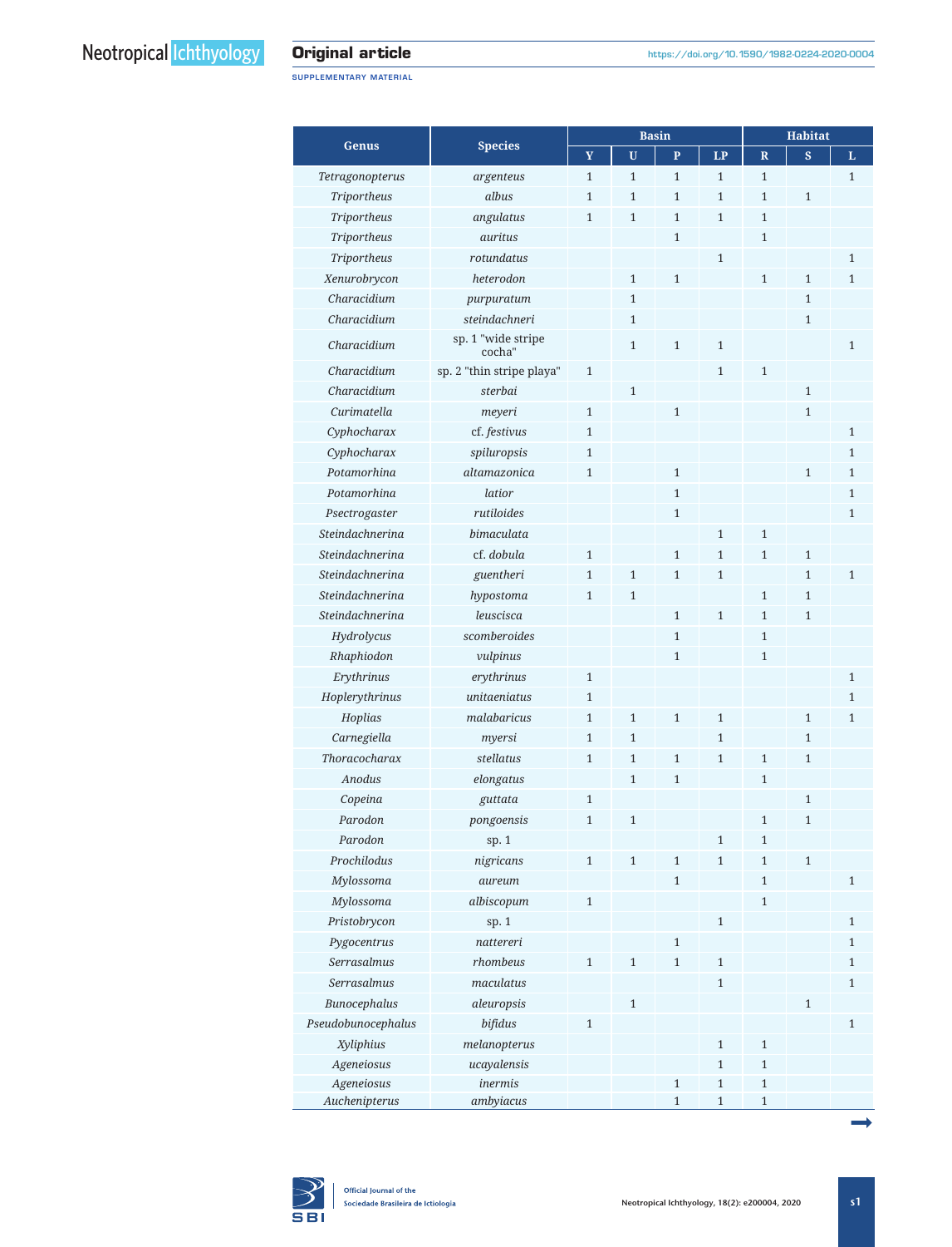| Genus | Species | Basin | | | | Habitat | | |
|---|---|---|---|---|---|---|---|---|
| | | Y | U | P | LP | R | S | L |
| *Tetragonopterus* | *argenteus* | 1 | 1 | 1 | 1 | 1 | | 1 |
| *Triportheus* | *albus* | 1 | 1 | 1 | 1 | 1 | 1 | |
| *Triportheus* | *angulatus* | 1 | 1 | 1 | 1 | 1 | | |
| *Triportheus* | *auritus* | | | 1 | | 1 | | |
| *Triportheus* | *rotundatus* | | | | 1 | | | 1 |
| *Xenurobrycon* | *heterodon* | | 1 | 1 | | 1 | 1 | 1 |
| *Characidium* | *purpuratum* | | 1 | | | | 1 | |
| *Characidium* | *steindachneri* | | 1 | | | | 1 | |
| *Characidium* | sp. 1 "wide stripe cocha" | | 1 | 1 | 1 | | | 1 |
| *Characidium* | sp. 2 "thin stripe playa" | 1 | | | 1 | 1 | | |
| *Characidium* | *sterbai* | | 1 | | | | 1 | |
| *Curimatella* | *meyeri* | 1 | | 1 | | | 1 | |
| *Cyphocharax* | cf. *festivus* | 1 | | | | | | 1 |
| *Cyphocharax* | *spiluropsis* | 1 | | | | | | 1 |
| *Potamorhina* | *altamazonica* | 1 | | 1 | | | 1 | 1 |
| *Potamorhina* | *latior* | | | 1 | | | | 1 |
| *Psectrogaster* | *rutiloides* | | | 1 | | | | 1 |
| *Steindachnerina* | *bimaculata* | | | | 1 | 1 | | |
| *Steindachnerina* | cf. *dobula* | 1 | | 1 | 1 | 1 | 1 | |
| *Steindachnerina* | *guentheri* | 1 | 1 | 1 | 1 | | 1 | 1 |
| *Steindachnerina* | *hypostoma* | 1 | 1 | | | 1 | 1 | |
| *Steindachnerina* | *leuscisca* | | | 1 | 1 | 1 | 1 | |
| *Hydrolycus* | *scomberoides* | | | 1 | | 1 | | |
| *Rhaphiodon* | *vulpinus* | | | 1 | | 1 | | |
| *Erythrinus* | *erythrinus* | 1 | | | | | | 1 |
| *Hoplerythrinus* | *unitaeniatus* | 1 | | | | | | 1 |
| *Hoplias* | *malabaricus* | 1 | 1 | 1 | 1 | | 1 | 1 |
| *Carnegiella* | *myersi* | 1 | 1 | | 1 | | 1 | |
| *Thoracocharax* | *stellatus* | 1 | 1 | 1 | 1 | 1 | 1 | |
| *Anodus* | *elongatus* | | 1 | 1 | | 1 | | |
| *Copeina* | *guttata* | 1 | | | | | 1 | |
| *Parodon* | *pongoensis* | 1 | 1 | | | 1 | 1 | |
| *Parodon* | sp. 1 | | | | 1 | 1 | | |
| *Prochilodus* | *nigricans* | 1 | 1 | 1 | 1 | 1 | 1 | |
| *Mylossoma* | *aureum* | | | 1 | | 1 | | 1 |
| *Mylossoma* | *albiscopum* | 1 | | | | 1 | | |
| *Pristobrycon* | sp. 1 | | | | 1 | | | 1 |
| *Pygocentrus* | *nattereri* | | | 1 | | | | 1 |
| *Serrasalmus* | *rhombeus* | 1 | 1 | 1 | 1 | | | 1 |
| *Serrasalmus* | *maculatus* | | | | 1 | | | 1 |
| *Bunocephalus* | *aleuropsis* | | 1 | | | | 1 | |
| *Pseudobunocephalus* | *bifidus* | 1 | | | | | | 1 |
| *Xyliphius* | *melanopterus* | | | | 1 | 1 | | |
| *Ageneiosus* | *ucayalensis* | | | | 1 | 1 | | |
| *Ageneiosus* | *inermis* | | | 1 | 1 | 1 | | |
| *Auchenipterus* | *ambyiacus* | | | 1 | 1 | 1 | | |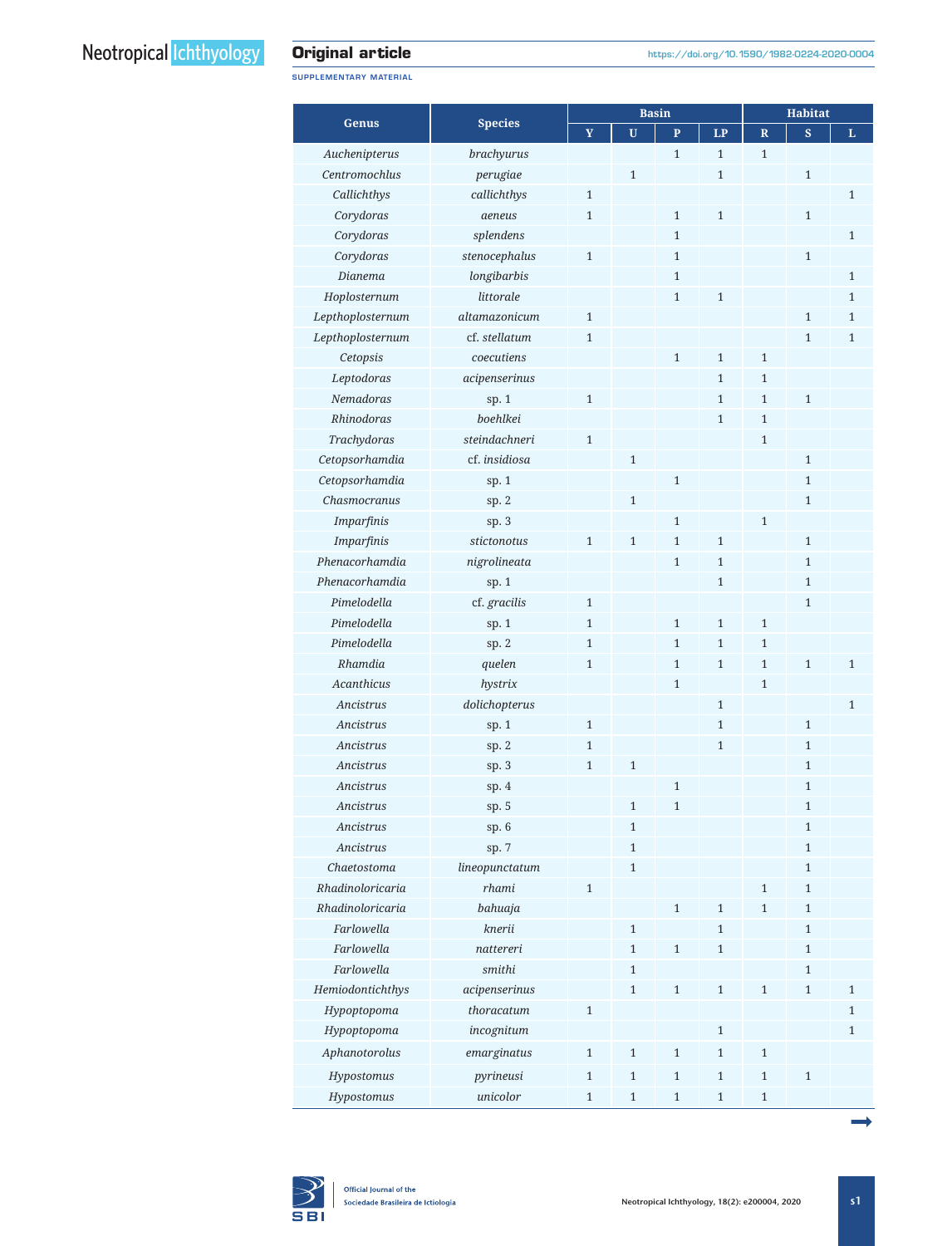SUPPLEMENTARY MATERIAL

| Genus | Species | Basin | | | | Habitat | | |
|---|---|---|---|---|---|---|---|---|
| | | Y | U | P | LP | R | S | L |
| *Auchenipterus* | *brachyurus* | | | 1 | 1 | 1 | | |
| *Centromochlus* | *perugiae* | | 1 | | 1 | | 1 | |
| *Callichthys* | *callichthys* | 1 | | | | | | 1 |
| *Corydoras* | *aeneus* | 1 | | 1 | 1 | | 1 | |
| *Corydoras* | *splendens* | | | 1 | | | | 1 |
| *Corydoras* | *stenocephalus* | 1 | | 1 | | | 1 | |
| *Dianema* | *longibarbis* | | | 1 | | | | 1 |
| *Hoplosternum* | *littorale* | | | 1 | 1 | | | 1 |
| *Lepthoplosternum* | *altamazonicum* | 1 | | | | | 1 | 1 |
| *Lepthoplosternum* | cf. *stellatum* | 1 | | | | | 1 | 1 |
| *Cetopsis* | *coecutiens* | | | 1 | 1 | 1 | | |
| *Leptodoras* | *acipenserinus* | | | | 1 | 1 | | |
| *Nemadoras* | sp. 1 | 1 | | | 1 | 1 | 1 | |
| *Rhinodoras* | *boehlkei* | | | | 1 | 1 | | |
| *Trachydoras* | *steindachneri* | 1 | | | | 1 | | |
| *Cetopsorhamdia* | cf. *insidiosa* | | 1 | | | | 1 | |
| *Cetopsorhamdia* | sp. 1 | | | 1 | | | 1 | |
| *Chasmocranus* | sp. 2 | | 1 | | | | 1 | |
| *Imparfinis* | sp. 3 | | | 1 | | 1 | | |
| *Imparfinis* | *stictonotus* | 1 | 1 | 1 | 1 | | 1 | |
| *Phenacorhamdia* | *nigrolineata* | | | 1 | 1 | | 1 | |
| *Phenacorhamdia* | sp. 1 | | | | 1 | | 1 | |
| *Pimelodella* | cf. *gracilis* | 1 | | | | | 1 | |
| *Pimelodella* | sp. 1 | 1 | | 1 | 1 | 1 | | |
| *Pimelodella* | sp. 2 | 1 | | 1 | 1 | 1 | | |
| *Rhamdia* | *quelen* | 1 | | 1 | 1 | 1 | 1 | 1 |
| *Acanthicus* | *hystrix* | | | 1 | | 1 | | |
| *Ancistrus* | *dolichopterus* | | | | 1 | | | 1 |
| *Ancistrus* | sp. 1 | 1 | | | 1 | | 1 | |
| *Ancistrus* | sp. 2 | 1 | | | 1 | | 1 | |
| *Ancistrus* | sp. 3 | 1 | 1 | | | | 1 | |
| *Ancistrus* | sp. 4 | | | 1 | | | 1 | |
| *Ancistrus* | sp. 5 | | 1 | 1 | | | 1 | |
| *Ancistrus* | sp. 6 | | 1 | | | | 1 | |
| *Ancistrus* | sp. 7 | | 1 | | | | 1 | |
| *Chaetostoma* | *lineopunctatum* | | 1 | | | | 1 | |
| *Rhadinoloricaria* | *rhami* | 1 | | | | 1 | 1 | |
| *Rhadinoloricaria* | *bahuaja* | | | 1 | 1 | 1 | 1 | |
| *Farlowella* | *knerii* | | 1 | | 1 | | 1 | |
| *Farlowella* | *nattereri* | | 1 | 1 | 1 | | 1 | |
| *Farlowella* | *smithi* | | 1 | | | | 1 | |
| *Hemiodontichthys* | *acipenserinus* | | 1 | 1 | 1 | 1 | 1 | 1 |
| *Hypoptopoma* | *thoracatum* | 1 | | | | | | 1 |
| *Hypoptopoma* | *incognitum* | | | | 1 | | | 1 |
| *Aphanotorolus* | *emarginatus* | 1 | 1 | 1 | 1 | 1 | | |
| *Hypostomus* | *pyrineusi* | 1 | 1 | 1 | 1 | 1 | 1 | |
| *Hypostomus* | *unicolor* | 1 | 1 | 1 | 1 | 1 | | |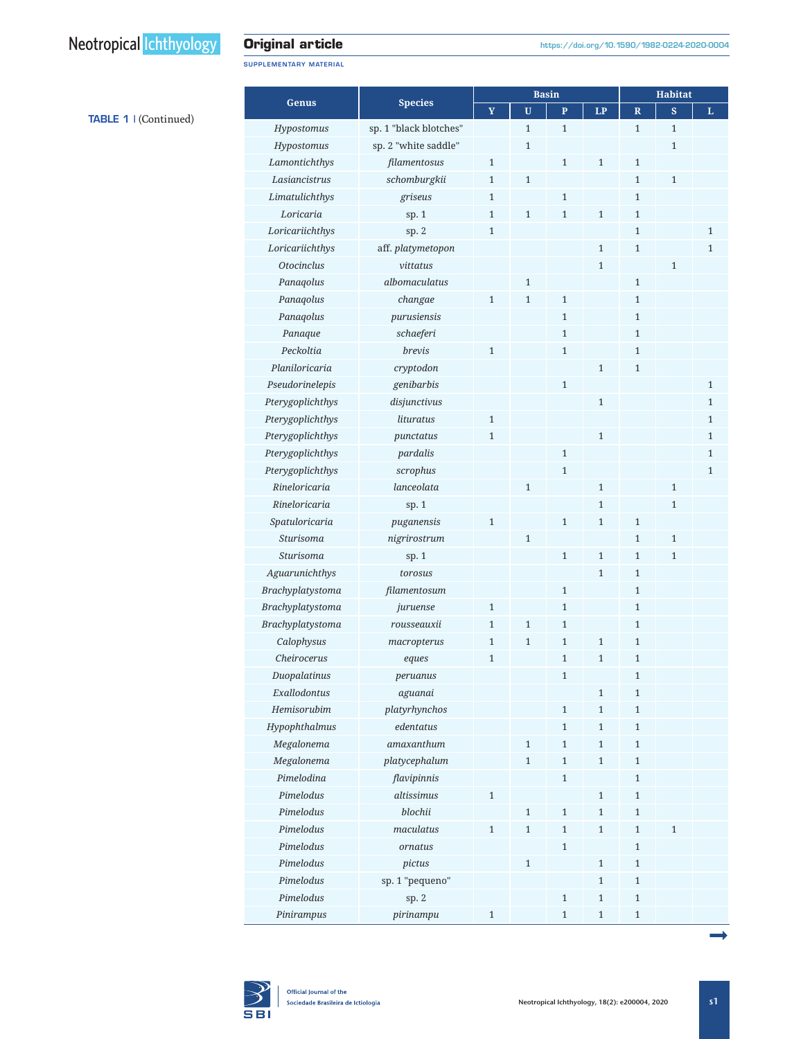**TABLE 1** | (Continued)

| Genus | Species | Basin | | | | Habitat | | |
|---|---|---|---|---|---|---|---|---|
| | | Y | U | P | LP | R | S | L |
| *Hypostomus* | sp. 1 "black blotches" | | 1 | 1 | | 1 | 1 | |
| *Hypostomus* | sp. 2 "white saddle" | | 1 | | | | 1 | |
| *Lamontichthys* | *filamentosus* | 1 | | 1 | 1 | 1 | | |
| *Lasiancistrus* | *schomburgkii* | 1 | 1 | | | 1 | 1 | |
| *Limatulichthys* | *griseus* | 1 | | 1 | | 1 | | |
| *Loricaria* | sp. 1 | 1 | 1 | 1 | 1 | 1 | | |
| *Loricariichthys* | sp. 2 | 1 | | | | 1 | | 1 |
| *Loricariichthys* | aff. *platymetopon* | | | | 1 | 1 | | 1 |
| *Otocinclus* | *vittatus* | | | | 1 | | 1 | |
| *Panaqolus* | *albomaculatus* | | 1 | | | 1 | | |
| *Panaqolus* | *changae* | 1 | 1 | 1 | | 1 | | |
| *Panaqolus* | *purusiensis* | | | 1 | | 1 | | |
| *Panaque* | *schaeferi* | | | 1 | | 1 | | |
| *Peckoltia* | *brevis* | 1 | | 1 | | 1 | | |
| *Planiloricaria* | *cryptodon* | | | | 1 | 1 | | |
| *Pseudorinelepis* | *genibarbis* | | | 1 | | | | 1 |
| *Pterygoplichthys* | *disjunctivus* | | | | 1 | | | 1 |
| *Pterygoplichthys* | *lituratus* | 1 | | | | | | 1 |
| *Pterygoplichthys* | *punctatus* | 1 | | | 1 | | | 1 |
| *Pterygoplichthys* | *pardalis* | | | 1 | | | | 1 |
| *Pterygoplichthys* | *scrophus* | | | 1 | | | | 1 |
| *Rineloricaria* | *lanceolata* | | 1 | | 1 | | 1 | |
| *Rineloricaria* | sp. 1 | | | | 1 | | 1 | |
| *Spatuloricaria* | *puganensis* | 1 | | 1 | 1 | 1 | | |
| *Sturisoma* | *nigrirostrum* | | 1 | | | 1 | 1 | |
| *Sturisoma* | sp. 1 | | | 1 | 1 | 1 | 1 | |
| *Aguarunichthys* | *torosus* | | | | 1 | 1 | | |
| *Brachyplatystoma* | *filamentosum* | | | 1 | | 1 | | |
| *Brachyplatystoma* | *juruense* | 1 | | 1 | | 1 | | |
| *Brachyplatystoma* | *rousseauxii* | 1 | 1 | 1 | | 1 | | |
| *Calophysus* | *macropterus* | 1 | 1 | 1 | 1 | 1 | | |
| *Cheirocerus* | *eques* | 1 | | 1 | 1 | 1 | | |
| *Duopalatinus* | *peruanus* | | | 1 | | 1 | | |
| *Exallodontus* | *aguanai* | | | | 1 | 1 | | |
| *Hemisorubim* | *platyrhynchos* | | | 1 | 1 | 1 | | |
| *Hypophthalmus* | *edentatus* | | | 1 | 1 | 1 | | |
| *Megalonema* | *amaxanthum* | | 1 | 1 | 1 | 1 | | |
| *Megalonema* | *platycephalum* | | 1 | 1 | 1 | 1 | | |
| *Pimelodina* | *flavipinnis* | | | 1 | | 1 | | |
| *Pimelodus* | *altissimus* | 1 | | | 1 | 1 | | |
| *Pimelodus* | *blochii* | | 1 | 1 | 1 | 1 | | |
| *Pimelodus* | *maculatus* | 1 | 1 | 1 | 1 | 1 | 1 | |
| *Pimelodus* | *ornatus* | | | 1 | | 1 | | |
| *Pimelodus* | *pictus* | | 1 | | 1 | 1 | | |
| *Pimelodus* | sp. 1 "pequeno" | | | | 1 | 1 | | |
| *Pimelodus* | sp. 2 | | | 1 | 1 | 1 | | |
| *Pinirampus* | *pirinampu* | 1 | | 1 | 1 | 1 | | |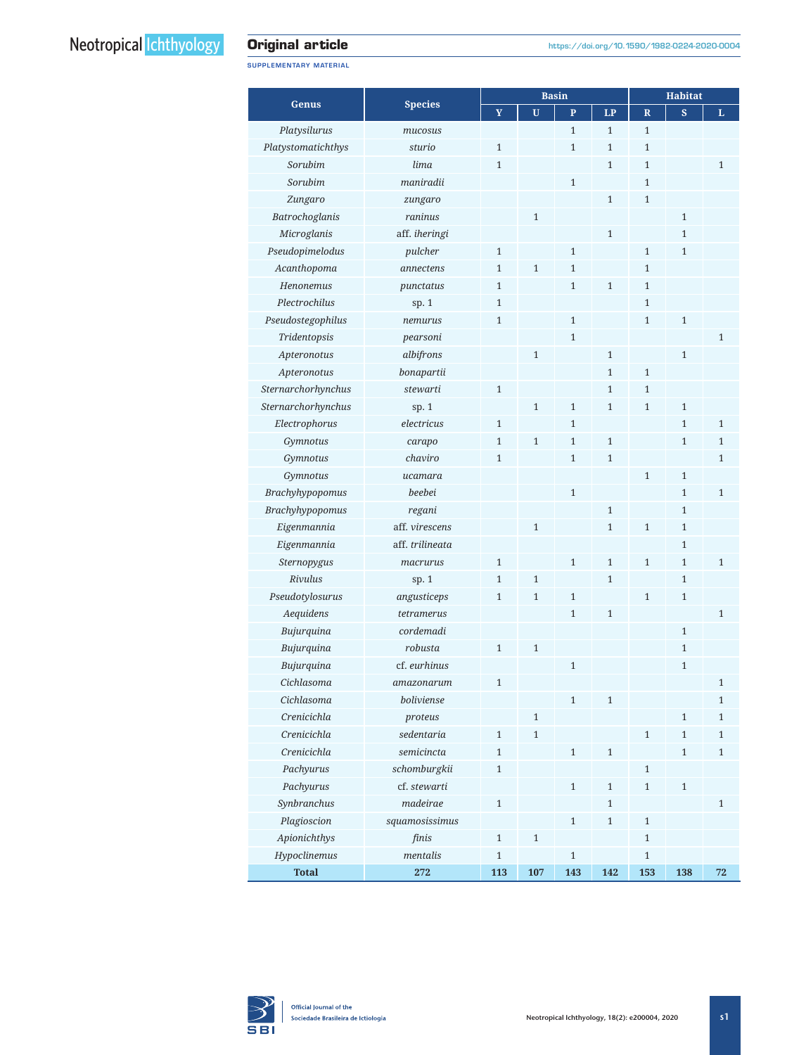SUPPLEMENTARY MATERIAL

| Genus | Species | Basin | | | | Habitat | | |
|---|---|---|---|---|---|---|---|---|
| | | Y | U | P | LP | R | S | L |
| *Platysilurus* | *mucosus* | | | 1 | 1 | 1 | | |
| *Platystomatichthys* | *sturio* | 1 | | 1 | 1 | 1 | | |
| *Sorubim* | *lima* | 1 | | | 1 | 1 | | 1 |
| *Sorubim* | *maniradii* | | | 1 | | 1 | | |
| *Zungaro* | *zungaro* | | | | 1 | 1 | | |
| *Batrochoglanis* | *raninus* | | 1 | | | | 1 | |
| *Microglanis* | aff. *iheringi* | | | | 1 | | 1 | |
| *Pseudopimelodus* | *pulcher* | 1 | | 1 | | 1 | 1 | |
| *Acanthopoma* | *annectens* | 1 | 1 | 1 | | 1 | | |
| *Henonemus* | *punctatus* | 1 | | 1 | 1 | 1 | | |
| *Plectrochilus* | sp. 1 | 1 | | | | 1 | | |
| *Pseudostegophilus* | *nemurus* | 1 | | 1 | | 1 | 1 | |
| *Tridentopsis* | *pearsoni* | | | 1 | | | | 1 |
| *Apteronotus* | *albifrons* | | 1 | | 1 | | 1 | |
| *Apteronotus* | *bonapartii* | | | | 1 | 1 | | |
| *Sternarchorhynchus* | *stewarti* | 1 | | | 1 | 1 | | |
| *Sternarchorhynchus* | sp. 1 | | 1 | 1 | 1 | 1 | 1 | |
| *Electrophorus* | *electricus* | 1 | | 1 | | | 1 | 1 |
| *Gymnotus* | *carapo* | 1 | 1 | 1 | 1 | | 1 | 1 |
| *Gymnotus* | *chaviro* | 1 | | 1 | 1 | | | 1 |
| *Gymnotus* | *ucamara* | | | | | 1 | 1 | |
| *Brachyhypopomus* | *beebei* | | | 1 | | | 1 | 1 |
| *Brachyhypopomus* | *regani* | | | | 1 | | 1 | |
| *Eigenmannia* | aff. *virescens* | | 1 | | 1 | 1 | 1 | |
| *Eigenmannia* | aff. *trilineata* | | | | | | 1 | |
| *Sternopygus* | *macrurus* | 1 | | 1 | 1 | 1 | 1 | 1 |
| *Rivulus* | sp. 1 | 1 | 1 | | 1 | | 1 | |
| *Pseudotylosurus* | *angusticeps* | 1 | 1 | 1 | | 1 | 1 | |
| *Aequidens* | *tetramerus* | | | 1 | 1 | | | 1 |
| *Bujurquina* | *cordemadi* | | | | | | 1 | |
| *Bujurquina* | *robusta* | 1 | 1 | | | | 1 | |
| *Bujurquina* | cf. *eurhinus* | | | 1 | | | 1 | |
| *Cichlasoma* | *amazonarum* | 1 | | | | | | 1 |
| *Cichlasoma* | *boliviense* | | | 1 | 1 | | | 1 |
| *Crenicichla* | *proteus* | | 1 | | | | 1 | 1 |
| *Crenicichla* | *sedentaria* | 1 | 1 | | | 1 | 1 | 1 |
| *Crenicichla* | *semicincta* | 1 | | 1 | 1 | | 1 | 1 |
| *Pachyurus* | *schomburgkii* | 1 | | | | 1 | | |
| *Pachyurus* | cf. *stewarti* | | | 1 | 1 | 1 | 1 | |
| *Synbranchus* | *madeirae* | 1 | | | 1 | | | 1 |
| *Plagioscion* | *squamosissimus* | | | 1 | 1 | 1 | | |
| *Apionichthys* | *finis* | 1 | 1 | | | 1 | | |
| *Hypoclinemus* | *mentalis* | 1 | | 1 | | 1 | | |
| **Total** | **272** | **113** | **107** | **143** | **142** | **153** | **138** | **72** |